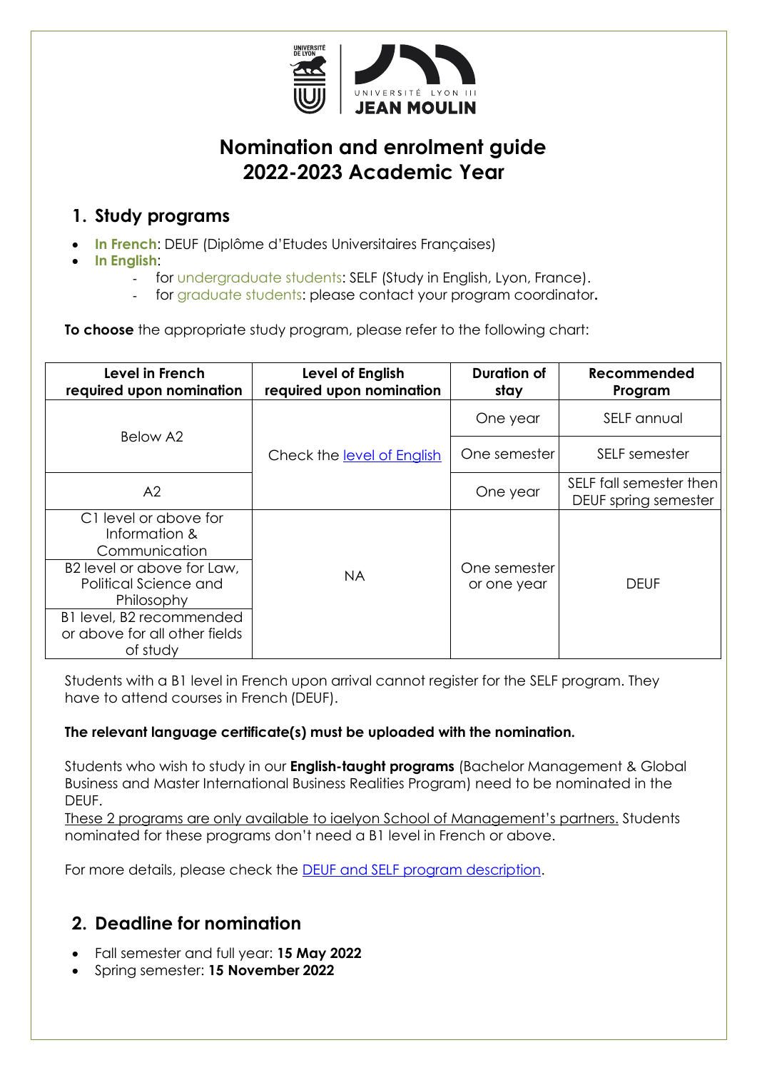# Nomination and enrolment guide
# 2022-2023 Academic Year

## 1. Study programs

- **In French**: DEUF (Diplôme d'Etudes Universitaires Françaises)
- **In English**:
  - for undergraduate students: SELF (Study in English, Lyon, France).
  - for graduate students: please contact your program coordinator**.**

**To choose** the appropriate study program, please refer to the following chart:

| Level in French required upon nomination | Level of English required upon nomination | Duration of stay | Recommended Program |
|---|---|---|---|
| Below A2 | Check the level of English | One year | SELF annual |
| | | One semester | SELF semester |
| A2 | | One year | SELF fall semester then DEUF spring semester |
| C1 level or above for Information & Communication | NA | One semester or one year | DEUF |
| B2 level or above for Law, Political Science and Philosophy | | | |
| B1 level, B2 recommended or above for all other fields of study | | | |

Students with a B1 level in French upon arrival cannot register for the SELF program. They have to attend courses in French (DEUF).

**The relevant language certificate(s) must be uploaded with the nomination.**

Students who wish to study in our **English-taught programs** (Bachelor Management & Global Business and Master International Business Realities Program) need to be nominated in the DEUF.
These 2 programs are only available to iaelyon School of Management's partners. Students nominated for these programs don't need a B1 level in French or above.

For more details, please check the DEUF and SELF program description.

## 2. Deadline for nomination

- Fall semester and full year: **15 May 2022**
- Spring semester: **15 November 2022**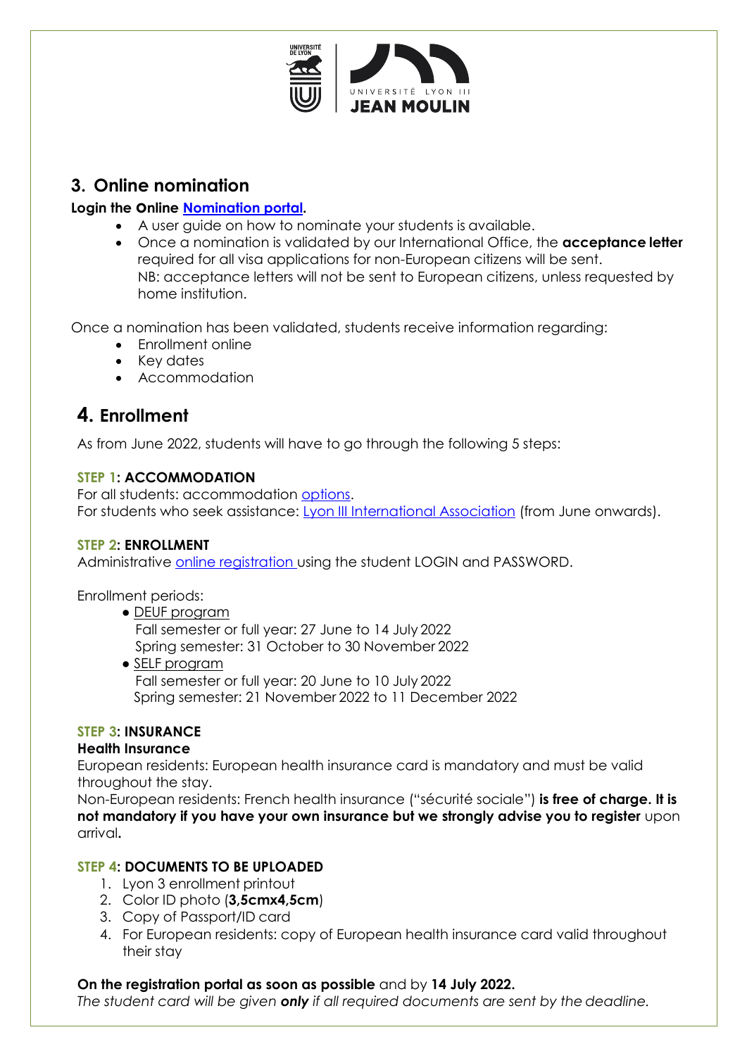## 3. Online nomination

**Login the Online Nomination portal.**

- A user guide on how to nominate your students is available.
- Once a nomination is validated by our International Office, the **acceptance letter** required for all visa applications for non-European citizens will be sent.
  NB: acceptance letters will not be sent to European citizens, unless requested by home institution.

Once a nomination has been validated, students receive information regarding:

- Enrollment online
- Key dates
- Accommodation

## 4. Enrollment

As from June 2022, students will have to go through the following 5 steps:

**STEP 1: ACCOMMODATION**
For all students: accommodation options.
For students who seek assistance: Lyon III International Association (from June onwards).

**STEP 2: ENROLLMENT**
Administrative online registration using the student LOGIN and PASSWORD.

Enrollment periods:

- DEUF program
  Fall semester or full year: 27 June to 14 July 2022
  Spring semester: 31 October to 30 November 2022
- SELF program
  Fall semester or full year: 20 June to 10 July 2022
  Spring semester: 21 November 2022 to 11 December 2022

**STEP 3: INSURANCE**

**Health Insurance**
European residents: European health insurance card is mandatory and must be valid throughout the stay.
Non-European residents: French health insurance ("sécurité sociale") **is free of charge. It is not mandatory if you have your own insurance but we strongly advise you to register** upon arrival**.**

**STEP 4: DOCUMENTS TO BE UPLOADED**

1. Lyon 3 enrollment printout
2. Color ID photo (**3,5cmx4,5cm**)
3. Copy of Passport/ID card
4. For European residents: copy of European health insurance card valid throughout their stay

**On the registration portal as soon as possible** and by **14 July 2022.**
*The student card will be given **only** if all required documents are sent by the deadline.*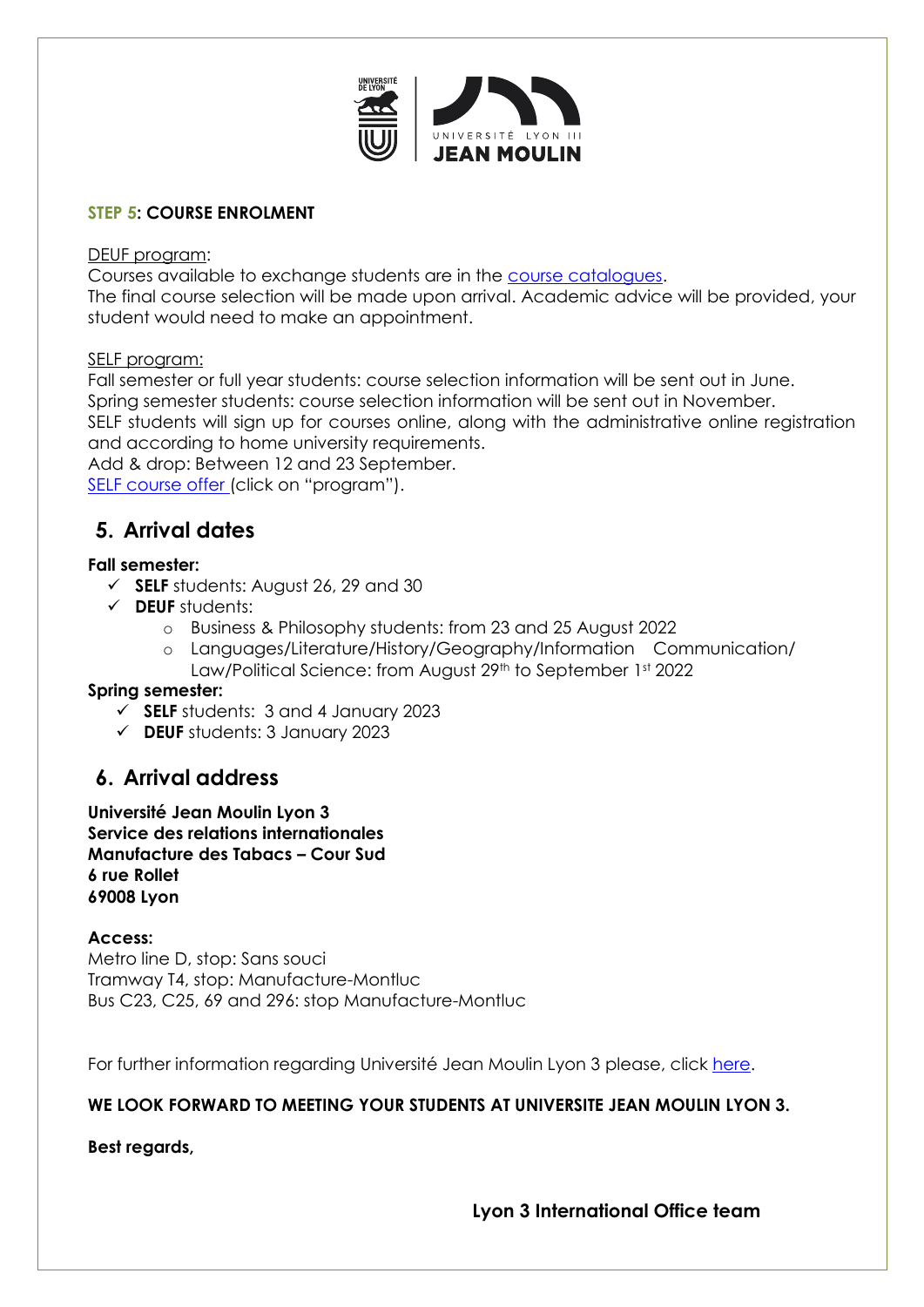**STEP 5: COURSE ENROLMENT**

DEUF program:
Courses available to exchange students are in the course catalogues.
The final course selection will be made upon arrival. Academic advice will be provided, your student would need to make an appointment.

SELF program:
Fall semester or full year students: course selection information will be sent out in June.
Spring semester students: course selection information will be sent out in November.
SELF students will sign up for courses online, along with the administrative online registration and according to home university requirements.
Add & drop: Between 12 and 23 September.
SELF course offer (click on "program").

## 5. Arrival dates

**Fall semester:**

- ✓ **SELF** students: August 26, 29 and 30
- ✓ **DEUF** students:
  - Business & Philosophy students: from 23 and 25 August 2022
  - Languages/Literature/History/Geography/Information Communication/ Law/Political Science: from August 29th to September 1st 2022

**Spring semester:**

- ✓ **SELF** students: 3 and 4 January 2023
- ✓ **DEUF** students: 3 January 2023

## 6. Arrival address

**Université Jean Moulin Lyon 3**
**Service des relations internationales**
**Manufacture des Tabacs – Cour Sud**
**6 rue Rollet**
**69008 Lyon**

**Access:**
Metro line D, stop: Sans souci
Tramway T4, stop: Manufacture-Montluc
Bus C23, C25, 69 and 296: stop Manufacture-Montluc

For further information regarding Université Jean Moulin Lyon 3 please, click here.

**WE LOOK FORWARD TO MEETING YOUR STUDENTS AT UNIVERSITE JEAN MOULIN LYON 3.**

**Best regards,**

**Lyon 3 International Office team**